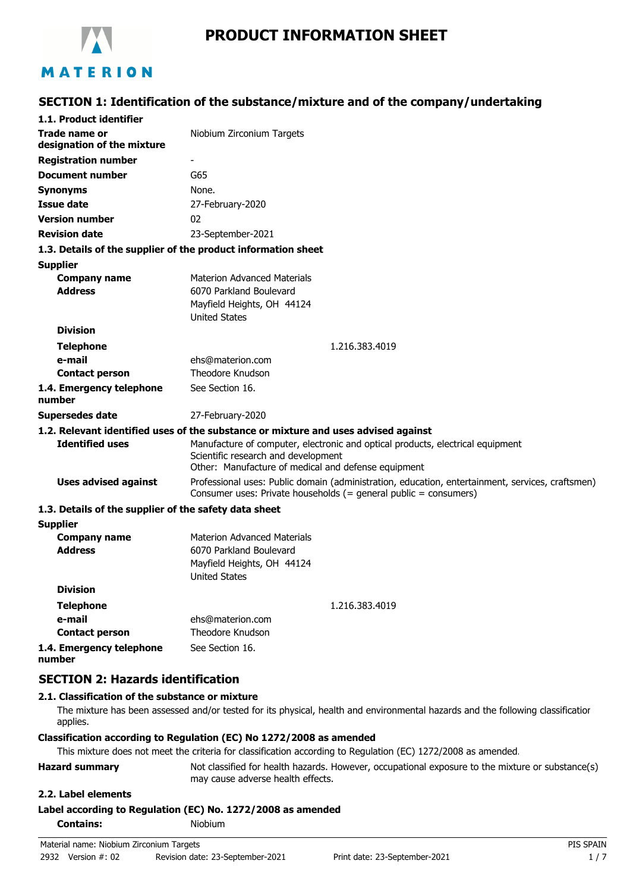# PRODUCT INFORMATION SHEET

MATERION

## SECTION 1: Identification of the substance/mixture and of the company/undertaking

### 1.1. Product identifier

| | |
|---|---|
| **Trade name or designation of the mixture** | Niobium Zirconium Targets |
| **Registration number** | - |
| **Document number** | G65 |
| **Synonyms** | None. |
| **Issue date** | 27-February-2020 |
| **Version number** | 02 |
| **Revision date** | 23-September-2021 |

### 1.3. Details of the supplier of the product information sheet

**Supplier**

| | |
|---|---|
| **Company name** | Materion Advanced Materials |
| **Address** | 6070 Parkland Boulevard<br>Mayfield Heights, OH 44124<br>United States |
| **Division** | |
| **Telephone** | 1.216.383.4019 |
| **e-mail** | ehs@materion.com |
| **Contact person** | Theodore Knudson |
| **1.4. Emergency telephone number** | See Section 16. |
| **Supersedes date** | 27-February-2020 |

### 1.2. Relevant identified uses of the substance or mixture and uses advised against

| | |
|---|---|
| **Identified uses** | Manufacture of computer, electronic and optical products, electrical equipment<br>Scientific research and development<br>Other: Manufacture of medical and defense equipment |
| **Uses advised against** | Professional uses: Public domain (administration, education, entertainment, services, craftsmen)<br>Consumer uses: Private households (= general public = consumers) |

### 1.3. Details of the supplier of the safety data sheet

**Supplier**

| | |
|---|---|
| **Company name** | Materion Advanced Materials |
| **Address** | 6070 Parkland Boulevard<br>Mayfield Heights, OH 44124<br>United States |
| **Division** | |
| **Telephone** | 1.216.383.4019 |
| **e-mail** | ehs@materion.com |
| **Contact person** | Theodore Knudson |
| **1.4. Emergency telephone number** | See Section 16. |

## SECTION 2: Hazards identification

### 2.1. Classification of the substance or mixture

The mixture has been assessed and/or tested for its physical, health and environmental hazards and the following classification applies.

**Classification according to Regulation (EC) No 1272/2008 as amended**

This mixture does not meet the criteria for classification according to Regulation (EC) 1272/2008 as amended.

**Hazard summary** Not classified for health hazards. However, occupational exposure to the mixture or substance(s) may cause adverse health effects.

### 2.2. Label elements

**Label according to Regulation (EC) No. 1272/2008 as amended**

**Contains:** Niobium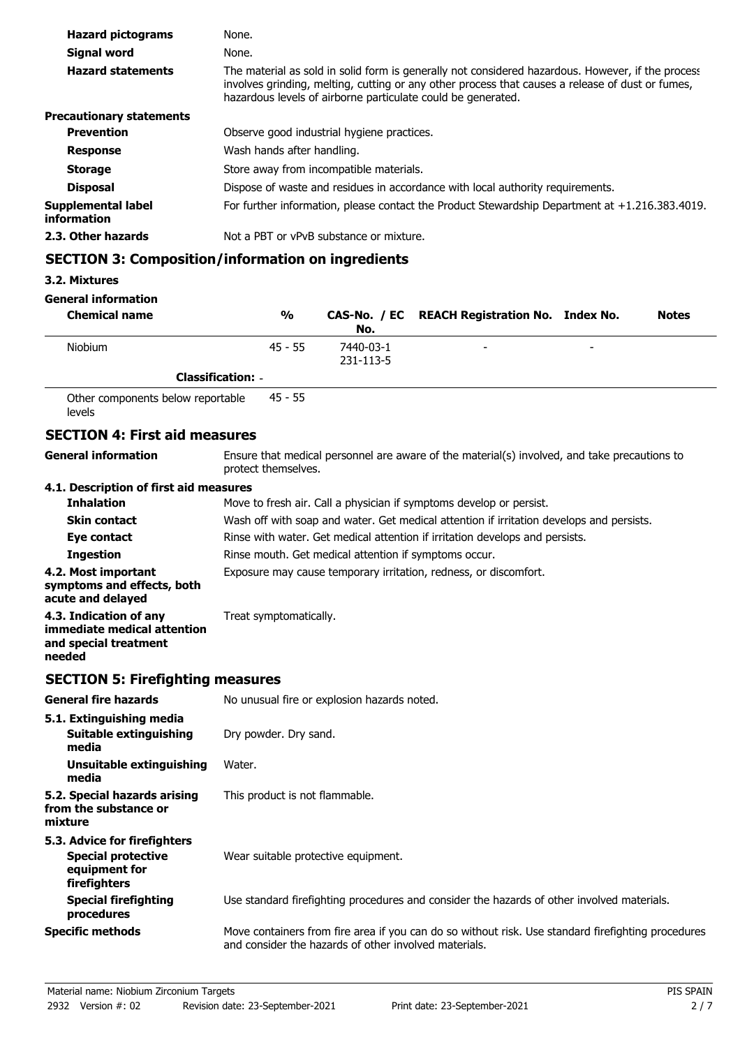| | |
|---|---|
| **Hazard pictograms** | None. |
| **Signal word** | None. |
| **Hazard statements** | The material as sold in solid form is generally not considered hazardous. However, if the process involves grinding, melting, cutting or any other process that causes a release of dust or fumes, hazardous levels of airborne particulate could be generated. |

**Precautionary statements**

| | |
|---|---|
| **Prevention** | Observe good industrial hygiene practices. |
| **Response** | Wash hands after handling. |
| **Storage** | Store away from incompatible materials. |
| **Disposal** | Dispose of waste and residues in accordance with local authority requirements. |
| **Supplemental label information** | For further information, please contact the Product Stewardship Department at +1.216.383.4019. |
| **2.3. Other hazards** | Not a PBT or vPvB substance or mixture. |

## SECTION 3: Composition/information on ingredients

### 3.2. Mixtures

**General information**

| Chemical name | % | CAS-No. / EC No. | REACH Registration No. | Index No. | Notes |
|---|---|---|---|---|---|
| Niobium | 45 - 55 | 7440-03-1 231-113-5 | - | - | |
| **Classification:** - | | | | | |
| Other components below reportable levels | 45 - 55 | | | | |

## SECTION 4: First aid measures

| | |
|---|---|
| **General information** | Ensure that medical personnel are aware of the material(s) involved, and take precautions to protect themselves. |

**4.1. Description of first aid measures**

| | |
|---|---|
| **Inhalation** | Move to fresh air. Call a physician if symptoms develop or persist. |
| **Skin contact** | Wash off with soap and water. Get medical attention if irritation develops and persists. |
| **Eye contact** | Rinse with water. Get medical attention if irritation develops and persists. |
| **Ingestion** | Rinse mouth. Get medical attention if symptoms occur. |
| **4.2. Most important symptoms and effects, both acute and delayed** | Exposure may cause temporary irritation, redness, or discomfort. |
| **4.3. Indication of any immediate medical attention and special treatment needed** | Treat symptomatically. |

## SECTION 5: Firefighting measures

| | |
|---|---|
| **General fire hazards** | No unusual fire or explosion hazards noted. |

**5.1. Extinguishing media**

| | |
|---|---|
| **Suitable extinguishing media** | Dry powder. Dry sand. |
| **Unsuitable extinguishing media** | Water. |
| **5.2. Special hazards arising from the substance or mixture** | This product is not flammable. |

**5.3. Advice for firefighters**

| | |
|---|---|
| **Special protective equipment for firefighters** | Wear suitable protective equipment. |
| **Special firefighting procedures** | Use standard firefighting procedures and consider the hazards of other involved materials. |
| **Specific methods** | Move containers from fire area if you can do so without risk. Use standard firefighting procedures and consider the hazards of other involved materials. |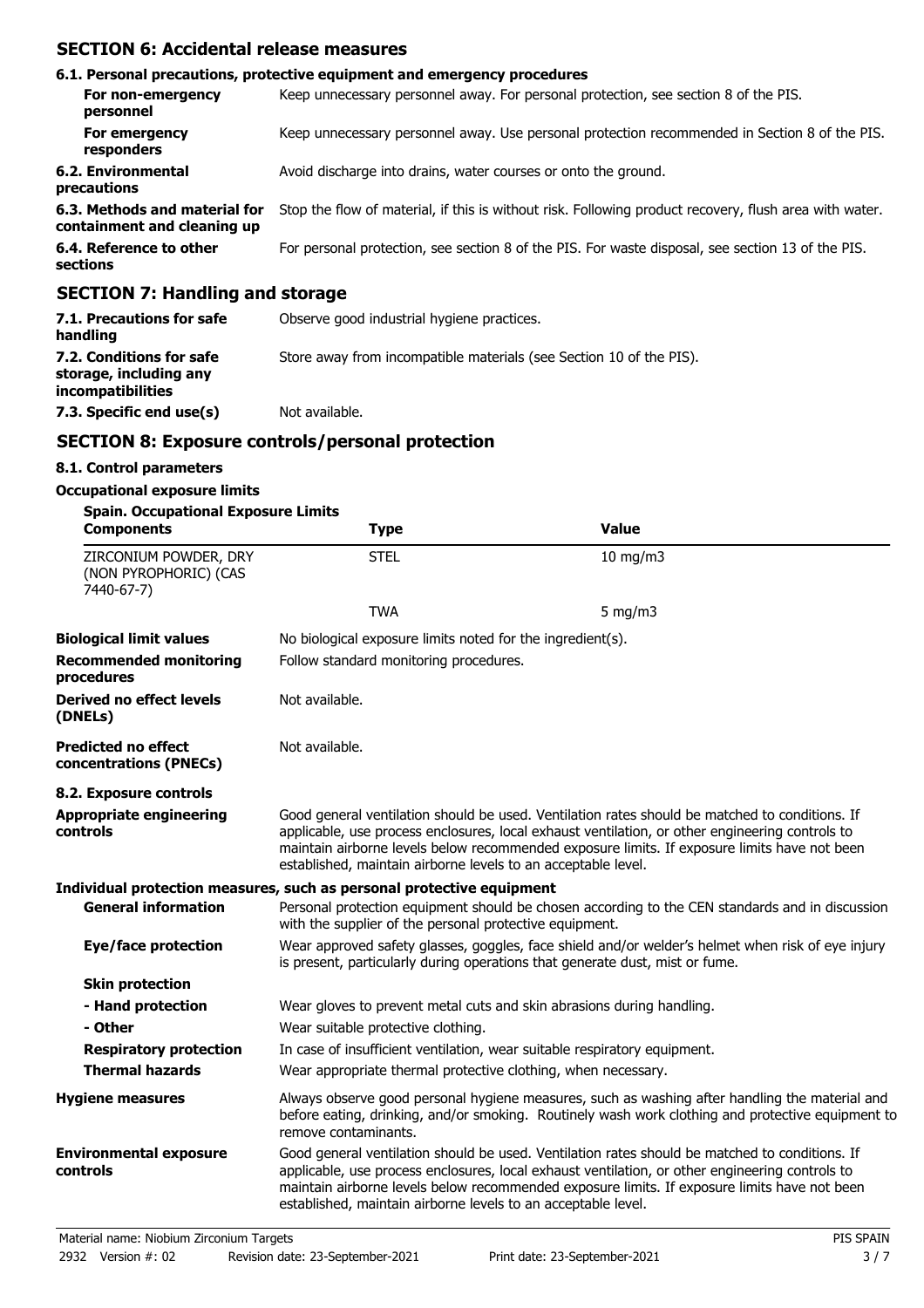## SECTION 6: Accidental release measures

### 6.1. Personal precautions, protective equipment and emergency procedures

| | |
|---|---|
| **For non-emergency personnel** | Keep unnecessary personnel away. For personal protection, see section 8 of the PIS. |
| **For emergency responders** | Keep unnecessary personnel away. Use personal protection recommended in Section 8 of the PIS. |
| **6.2. Environmental precautions** | Avoid discharge into drains, water courses or onto the ground. |
| **6.3. Methods and material for containment and cleaning up** | Stop the flow of material, if this is without risk. Following product recovery, flush area with water. |
| **6.4. Reference to other sections** | For personal protection, see section 8 of the PIS. For waste disposal, see section 13 of the PIS. |

## SECTION 7: Handling and storage

| | |
|---|---|
| **7.1. Precautions for safe handling** | Observe good industrial hygiene practices. |
| **7.2. Conditions for safe storage, including any incompatibilities** | Store away from incompatible materials (see Section 10 of the PIS). |
| **7.3. Specific end use(s)** | Not available. |

## SECTION 8: Exposure controls/personal protection

### 8.1. Control parameters

**Occupational exposure limits**

**Spain. Occupational Exposure Limits**

| Components | Type | Value |
|---|---|---|
| ZIRCONIUM POWDER, DRY (NON PYROPHORIC) (CAS 7440-67-7) | STEL | 10 mg/m3 |
| | TWA | 5 mg/m3 |

| | |
|---|---|
| **Biological limit values** | No biological exposure limits noted for the ingredient(s). |
| **Recommended monitoring procedures** | Follow standard monitoring procedures. |
| **Derived no effect levels (DNELs)** | Not available. |
| **Predicted no effect concentrations (PNECs)** | Not available. |

### 8.2. Exposure controls

| | |
|---|---|
| **Appropriate engineering controls** | Good general ventilation should be used. Ventilation rates should be matched to conditions. If applicable, use process enclosures, local exhaust ventilation, or other engineering controls to maintain airborne levels below recommended exposure limits. If exposure limits have not been established, maintain airborne levels to an acceptable level. |

**Individual protection measures, such as personal protective equipment**

| | |
|---|---|
| **General information** | Personal protection equipment should be chosen according to the CEN standards and in discussion with the supplier of the personal protective equipment. |
| **Eye/face protection** | Wear approved safety glasses, goggles, face shield and/or welder's helmet when risk of eye injury is present, particularly during operations that generate dust, mist or fume. |
| **Skin protection** | |
| **- Hand protection** | Wear gloves to prevent metal cuts and skin abrasions during handling. |
| **- Other** | Wear suitable protective clothing. |
| **Respiratory protection** | In case of insufficient ventilation, wear suitable respiratory equipment. |
| **Thermal hazards** | Wear appropriate thermal protective clothing, when necessary. |
| **Hygiene measures** | Always observe good personal hygiene measures, such as washing after handling the material and before eating, drinking, and/or smoking. Routinely wash work clothing and protective equipment to remove contaminants. |
| **Environmental exposure controls** | Good general ventilation should be used. Ventilation rates should be matched to conditions. If applicable, use process enclosures, local exhaust ventilation, or other engineering controls to maintain airborne levels below recommended exposure limits. If exposure limits have not been established, maintain airborne levels to an acceptable level. |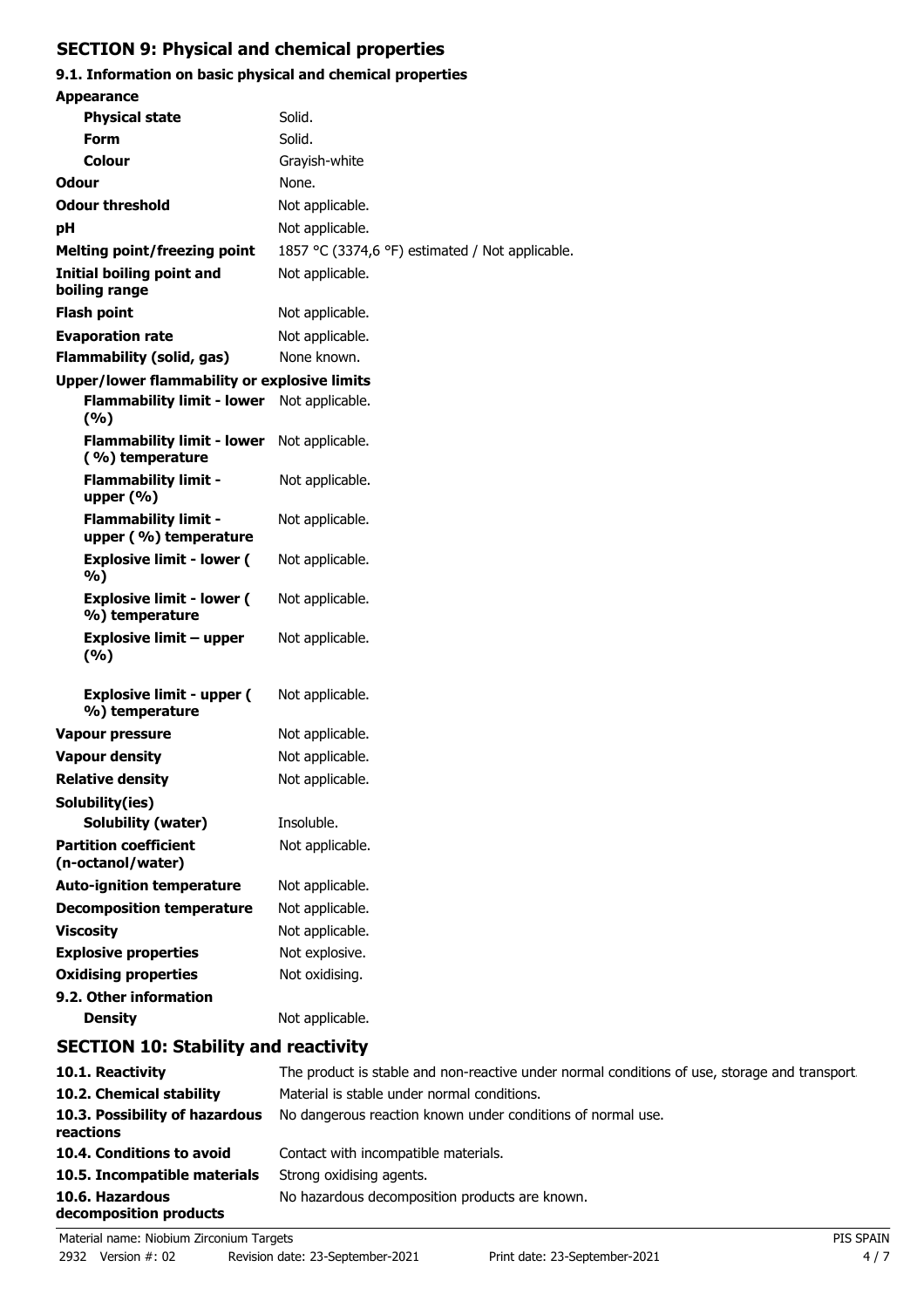## SECTION 9: Physical and chemical properties

### 9.1. Information on basic physical and chemical properties

| Property | Value |
|---|---|
| **Appearance** | |
| **Physical state** | Solid. |
| **Form** | Solid. |
| **Colour** | Grayish-white |
| **Odour** | None. |
| **Odour threshold** | Not applicable. |
| **pH** | Not applicable. |
| **Melting point/freezing point** | 1857 °C (3374,6 °F) estimated / Not applicable. |
| **Initial boiling point and boiling range** | Not applicable. |
| **Flash point** | Not applicable. |
| **Evaporation rate** | Not applicable. |
| **Flammability (solid, gas)** | None known. |
| **Upper/lower flammability or explosive limits** | |
| **Flammability limit - lower (%)** | Not applicable. |
| **Flammability limit - lower ( %) temperature** | Not applicable. |
| **Flammability limit - upper (%)** | Not applicable. |
| **Flammability limit - upper ( %) temperature** | Not applicable. |
| **Explosive limit - lower ( %)** | Not applicable. |
| **Explosive limit - lower ( %) temperature** | Not applicable. |
| **Explosive limit – upper (%)** | Not applicable. |
| **Explosive limit - upper ( %) temperature** | Not applicable. |
| **Vapour pressure** | Not applicable. |
| **Vapour density** | Not applicable. |
| **Relative density** | Not applicable. |
| **Solubility(ies)** | |
| **Solubility (water)** | Insoluble. |
| **Partition coefficient (n-octanol/water)** | Not applicable. |
| **Auto-ignition temperature** | Not applicable. |
| **Decomposition temperature** | Not applicable. |
| **Viscosity** | Not applicable. |
| **Explosive properties** | Not explosive. |
| **Oxidising properties** | Not oxidising. |
| **9.2. Other information** | |
| **Density** | Not applicable. |

## SECTION 10: Stability and reactivity

| Item | Information |
|---|---|
| **10.1. Reactivity** | The product is stable and non-reactive under normal conditions of use, storage and transport. |
| **10.2. Chemical stability** | Material is stable under normal conditions. |
| **10.3. Possibility of hazardous reactions** | No dangerous reaction known under conditions of normal use. |
| **10.4. Conditions to avoid** | Contact with incompatible materials. |
| **10.5. Incompatible materials** | Strong oxidising agents. |
| **10.6. Hazardous decomposition products** | No hazardous decomposition products are known. |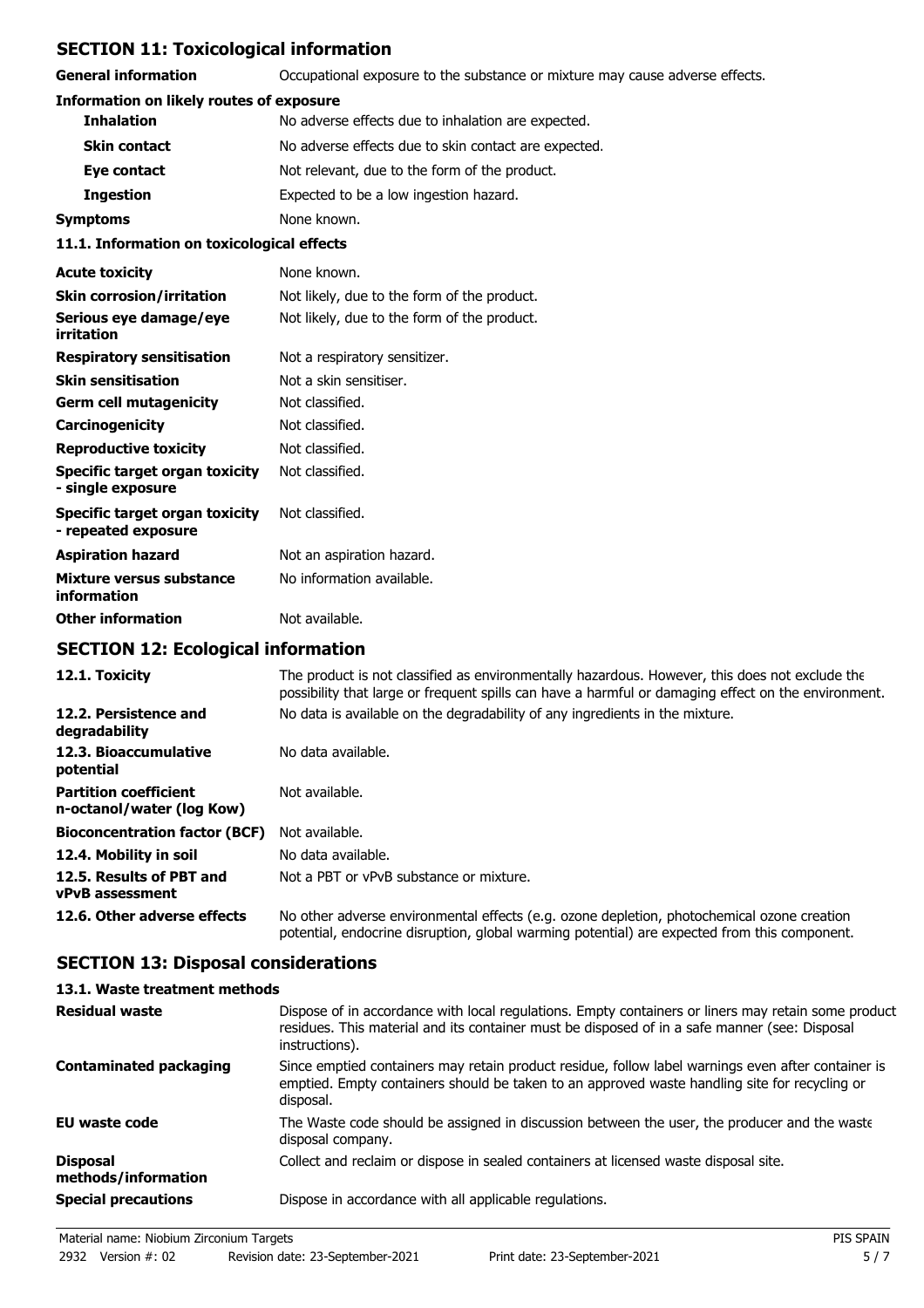## SECTION 11: Toxicological information

| | |
|---|---|
| **General information** | Occupational exposure to the substance or mixture may cause adverse effects. |

**Information on likely routes of exposure**

| | |
|---|---|
| **Inhalation** | No adverse effects due to inhalation are expected. |
| **Skin contact** | No adverse effects due to skin contact are expected. |
| **Eye contact** | Not relevant, due to the form of the product. |
| **Ingestion** | Expected to be a low ingestion hazard. |
| **Symptoms** | None known. |

**11.1. Information on toxicological effects**

| | |
|---|---|
| **Acute toxicity** | None known. |
| **Skin corrosion/irritation** | Not likely, due to the form of the product. |
| **Serious eye damage/eye irritation** | Not likely, due to the form of the product. |
| **Respiratory sensitisation** | Not a respiratory sensitizer. |
| **Skin sensitisation** | Not a skin sensitiser. |
| **Germ cell mutagenicity** | Not classified. |
| **Carcinogenicity** | Not classified. |
| **Reproductive toxicity** | Not classified. |
| **Specific target organ toxicity - single exposure** | Not classified. |
| **Specific target organ toxicity - repeated exposure** | Not classified. |
| **Aspiration hazard** | Not an aspiration hazard. |
| **Mixture versus substance information** | No information available. |
| **Other information** | Not available. |

## SECTION 12: Ecological information

| | |
|---|---|
| **12.1. Toxicity** | The product is not classified as environmentally hazardous. However, this does not exclude the possibility that large or frequent spills can have a harmful or damaging effect on the environment. |
| **12.2. Persistence and degradability** | No data is available on the degradability of any ingredients in the mixture. |
| **12.3. Bioaccumulative potential** | No data available. |
| **Partition coefficient n-octanol/water (log Kow)** | Not available. |
| **Bioconcentration factor (BCF)** | Not available. |
| **12.4. Mobility in soil** | No data available. |
| **12.5. Results of PBT and vPvB assessment** | Not a PBT or vPvB substance or mixture. |
| **12.6. Other adverse effects** | No other adverse environmental effects (e.g. ozone depletion, photochemical ozone creation potential, endocrine disruption, global warming potential) are expected from this component. |

## SECTION 13: Disposal considerations

**13.1. Waste treatment methods**

| | |
|---|---|
| **Residual waste** | Dispose of in accordance with local regulations. Empty containers or liners may retain some product residues. This material and its container must be disposed of in a safe manner (see: Disposal instructions). |
| **Contaminated packaging** | Since emptied containers may retain product residue, follow label warnings even after container is emptied. Empty containers should be taken to an approved waste handling site for recycling or disposal. |
| **EU waste code** | The Waste code should be assigned in discussion between the user, the producer and the waste disposal company. |
| **Disposal methods/information** | Collect and reclaim or dispose in sealed containers at licensed waste disposal site. |
| **Special precautions** | Dispose in accordance with all applicable regulations. |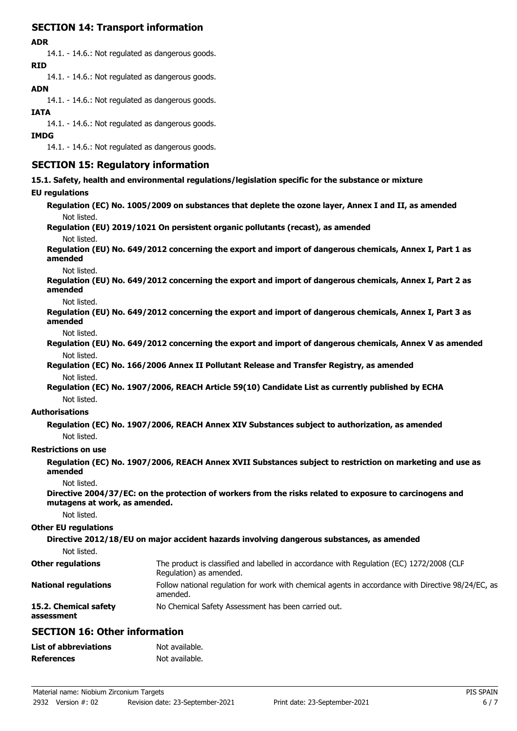## SECTION 14: Transport information

**ADR**

14.1. - 14.6.: Not regulated as dangerous goods.

**RID**

14.1. - 14.6.: Not regulated as dangerous goods.

**ADN**

14.1. - 14.6.: Not regulated as dangerous goods.

**IATA**

14.1. - 14.6.: Not regulated as dangerous goods.

**IMDG**

14.1. - 14.6.: Not regulated as dangerous goods.

## SECTION 15: Regulatory information

**15.1. Safety, health and environmental regulations/legislation specific for the substance or mixture**

**EU regulations**

**Regulation (EC) No. 1005/2009 on substances that deplete the ozone layer, Annex I and II, as amended**

Not listed.

**Regulation (EU) 2019/1021 On persistent organic pollutants (recast), as amended**

Not listed.

**Regulation (EU) No. 649/2012 concerning the export and import of dangerous chemicals, Annex I, Part 1 as amended**

Not listed.

**Regulation (EU) No. 649/2012 concerning the export and import of dangerous chemicals, Annex I, Part 2 as amended**

Not listed.

**Regulation (EU) No. 649/2012 concerning the export and import of dangerous chemicals, Annex I, Part 3 as amended**

Not listed.

**Regulation (EU) No. 649/2012 concerning the export and import of dangerous chemicals, Annex V as amended**

Not listed.

**Regulation (EC) No. 166/2006 Annex II Pollutant Release and Transfer Registry, as amended**

Not listed.

**Regulation (EC) No. 1907/2006, REACH Article 59(10) Candidate List as currently published by ECHA**

Not listed.

**Authorisations**

**Regulation (EC) No. 1907/2006, REACH Annex XIV Substances subject to authorization, as amended**

Not listed.

**Restrictions on use**

**Regulation (EC) No. 1907/2006, REACH Annex XVII Substances subject to restriction on marketing and use as amended**

Not listed.

**Directive 2004/37/EC: on the protection of workers from the risks related to exposure to carcinogens and mutagens at work, as amended.**

Not listed.

**Other EU regulations**

**Directive 2012/18/EU on major accident hazards involving dangerous substances, as amended**

Not listed.

**Other regulations** The product is classified and labelled in accordance with Regulation (EC) 1272/2008 (CLP Regulation) as amended.

**National regulations** Follow national regulation for work with chemical agents in accordance with Directive 98/24/EC, as amended.

**15.2. Chemical safety assessment** No Chemical Safety Assessment has been carried out.

## SECTION 16: Other information

**List of abbreviations** Not available.

**References** Not available.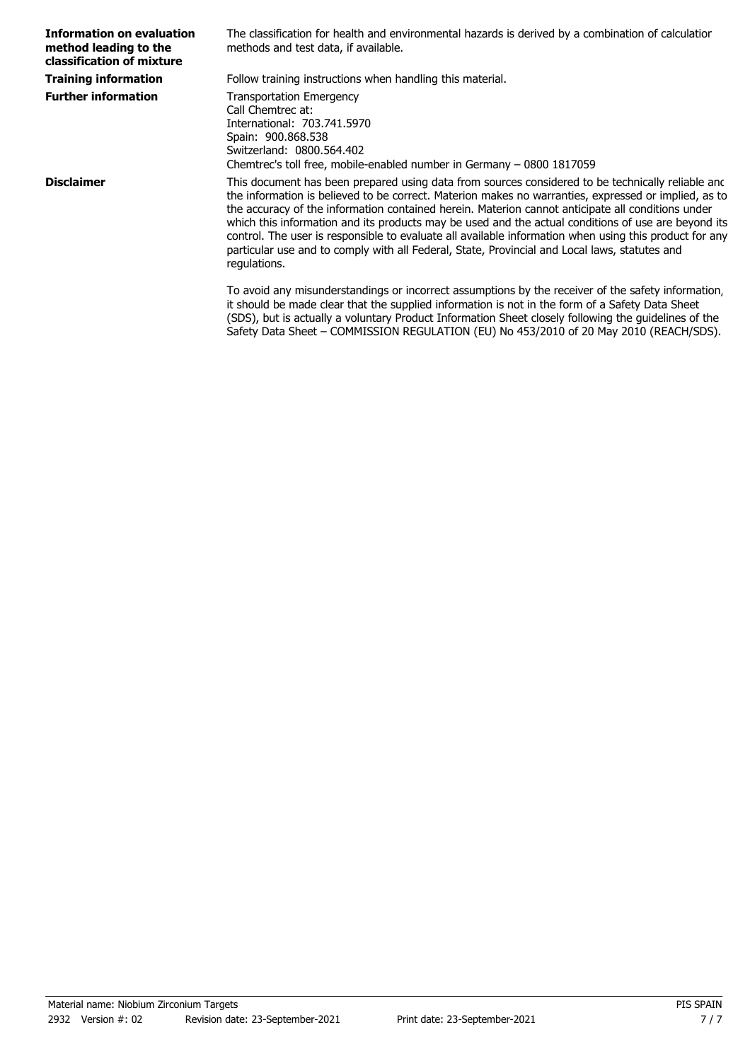**Information on evaluation method leading to the classification of mixture**

The classification for health and environmental hazards is derived by a combination of calculation methods and test data, if available.

**Training information**

Follow training instructions when handling this material.

**Further information**

Transportation Emergency
Call Chemtrec at:
International: 703.741.5970
Spain: 900.868.538
Switzerland: 0800.564.402
Chemtrec's toll free, mobile-enabled number in Germany – 0800 1817059

**Disclaimer**

This document has been prepared using data from sources considered to be technically reliable and the information is believed to be correct. Materion makes no warranties, expressed or implied, as to the accuracy of the information contained herein. Materion cannot anticipate all conditions under which this information and its products may be used and the actual conditions of use are beyond its control. The user is responsible to evaluate all available information when using this product for any particular use and to comply with all Federal, State, Provincial and Local laws, statutes and regulations.

To avoid any misunderstandings or incorrect assumptions by the receiver of the safety information, it should be made clear that the supplied information is not in the form of a Safety Data Sheet (SDS), but is actually a voluntary Product Information Sheet closely following the guidelines of the Safety Data Sheet – COMMISSION REGULATION (EU) No 453/2010 of 20 May 2010 (REACH/SDS).